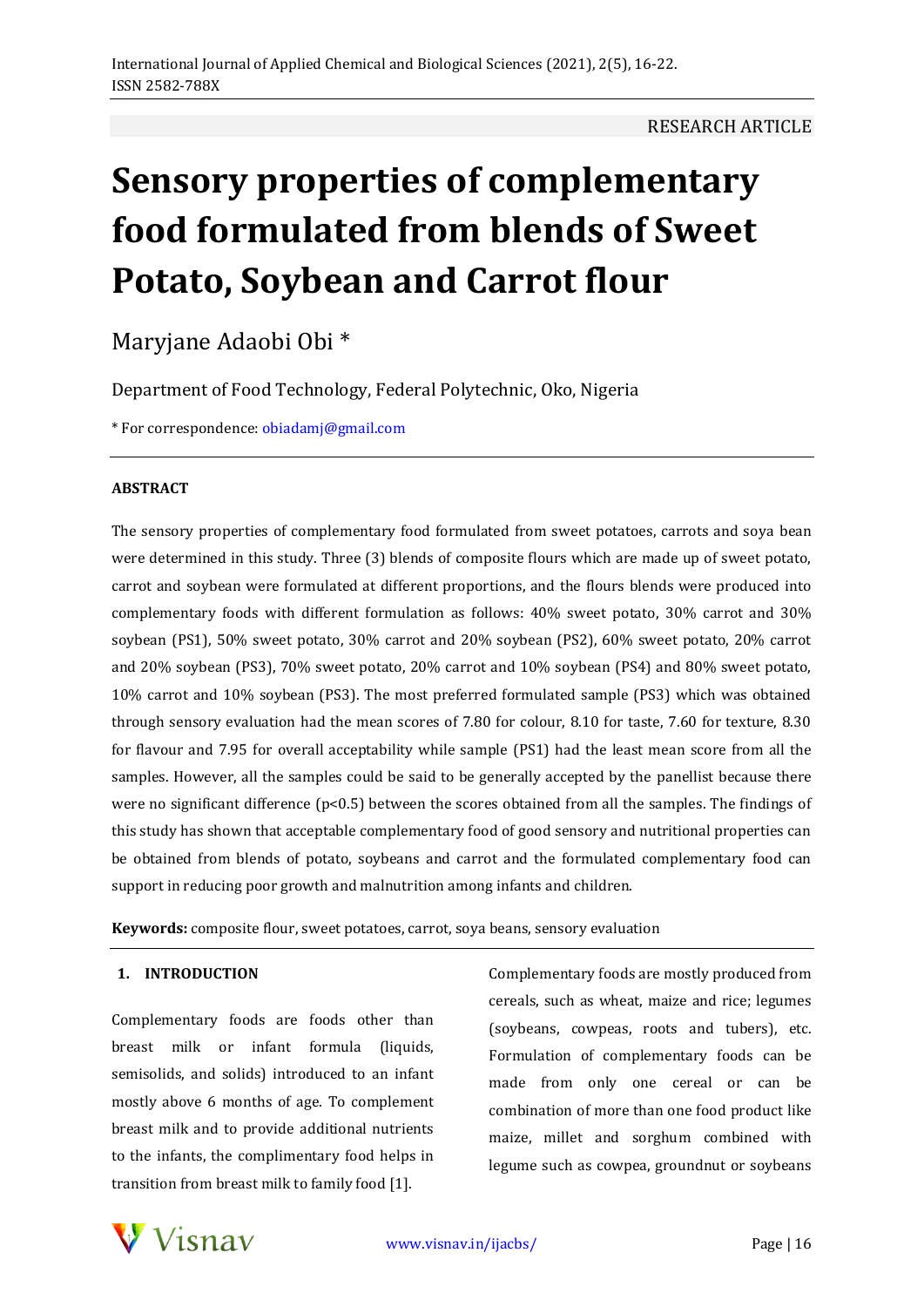RESEARCH ARTICLE

# Sensory properties of complementary food formulated from blends of Sweet Potato, Soybean and Carrot flour

Maryjane Adaobi Obi *

Department of Food Technology, Federal Polytechnic, Oko, Nigeria

* For correspondence: obiadamj@gmail.com

**ABSTRACT**

The sensory properties of complementary food formulated from sweet potatoes, carrots and soya bean were determined in this study. Three (3) blends of composite flours which are made up of sweet potato, carrot and soybean were formulated at different proportions, and the flours blends were produced into complementary foods with different formulation as follows: 40% sweet potato, 30% carrot and 30% soybean (PS1), 50% sweet potato, 30% carrot and 20% soybean (PS2), 60% sweet potato, 20% carrot and 20% soybean (PS3), 70% sweet potato, 20% carrot and 10% soybean (PS4) and 80% sweet potato, 10% carrot and 10% soybean (PS3). The most preferred formulated sample (PS3) which was obtained through sensory evaluation had the mean scores of 7.80 for colour, 8.10 for taste, 7.60 for texture, 8.30 for flavour and 7.95 for overall acceptability while sample (PS1) had the least mean score from all the samples. However, all the samples could be said to be generally accepted by the panellist because there were no significant difference ($p<0.5$) between the scores obtained from all the samples. The findings of this study has shown that acceptable complementary food of good sensory and nutritional properties can be obtained from blends of potato, soybeans and carrot and the formulated complementary food can support in reducing poor growth and malnutrition among infants and children.

**Keywords:** composite flour, sweet potatoes, carrot, soya beans, sensory evaluation

## 1. INTRODUCTION

Complementary foods are foods other than breast milk or infant formula (liquids, semisolids, and solids) introduced to an infant mostly above 6 months of age. To complement breast milk and to provide additional nutrients to the infants, the complimentary food helps in transition from breast milk to family food [1].

Complementary foods are mostly produced from cereals, such as wheat, maize and rice; legumes (soybeans, cowpeas, roots and tubers), etc. Formulation of complementary foods can be made from only one cereal or can be combination of more than one food product like maize, millet and sorghum combined with legume such as cowpea, groundnut or soybeans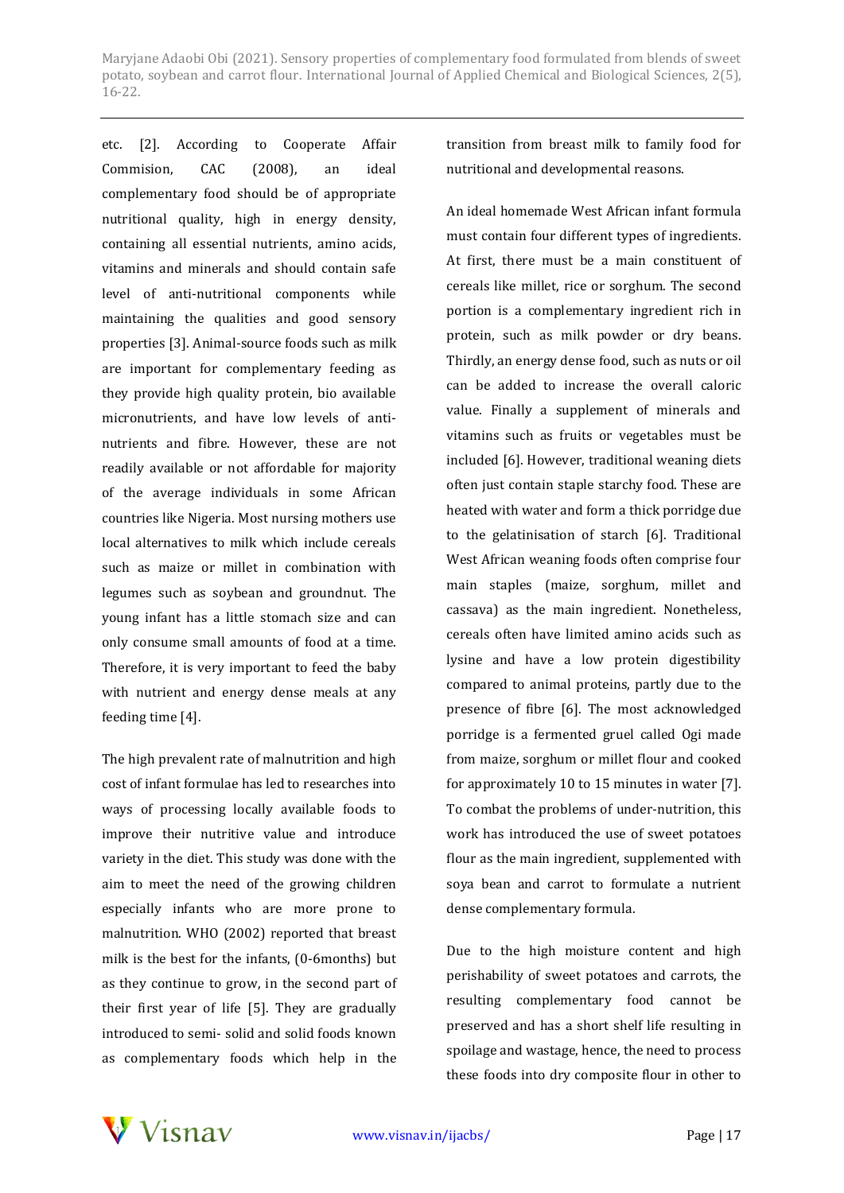etc. [2]. According to Cooperate Affair Commision, CAC (2008), an ideal complementary food should be of appropriate nutritional quality, high in energy density, containing all essential nutrients, amino acids, vitamins and minerals and should contain safe level of anti-nutritional components while maintaining the qualities and good sensory properties [3]. Animal-source foods such as milk are important for complementary feeding as they provide high quality protein, bio available micronutrients, and have low levels of anti-nutrients and fibre. However, these are not readily available or not affordable for majority of the average individuals in some African countries like Nigeria. Most nursing mothers use local alternatives to milk which include cereals such as maize or millet in combination with legumes such as soybean and groundnut. The young infant has a little stomach size and can only consume small amounts of food at a time. Therefore, it is very important to feed the baby with nutrient and energy dense meals at any feeding time [4].

The high prevalent rate of malnutrition and high cost of infant formulae has led to researches into ways of processing locally available foods to improve their nutritive value and introduce variety in the diet. This study was done with the aim to meet the need of the growing children especially infants who are more prone to malnutrition. WHO (2002) reported that breast milk is the best for the infants, (0-6months) but as they continue to grow, in the second part of their first year of life [5]. They are gradually introduced to semi- solid and solid foods known as complementary foods which help in the transition from breast milk to family food for nutritional and developmental reasons.

An ideal homemade West African infant formula must contain four different types of ingredients. At first, there must be a main constituent of cereals like millet, rice or sorghum. The second portion is a complementary ingredient rich in protein, such as milk powder or dry beans. Thirdly, an energy dense food, such as nuts or oil can be added to increase the overall caloric value. Finally a supplement of minerals and vitamins such as fruits or vegetables must be included [6]. However, traditional weaning diets often just contain staple starchy food. These are heated with water and form a thick porridge due to the gelatinisation of starch [6]. Traditional West African weaning foods often comprise four main staples (maize, sorghum, millet and cassava) as the main ingredient. Nonetheless, cereals often have limited amino acids such as lysine and have a low protein digestibility compared to animal proteins, partly due to the presence of fibre [6]. The most acknowledged porridge is a fermented gruel called Ogi made from maize, sorghum or millet flour and cooked for approximately 10 to 15 minutes in water [7]. To combat the problems of under-nutrition, this work has introduced the use of sweet potatoes flour as the main ingredient, supplemented with soya bean and carrot to formulate a nutrient dense complementary formula.

Due to the high moisture content and high perishability of sweet potatoes and carrots, the resulting complementary food cannot be preserved and has a short shelf life resulting in spoilage and wastage, hence, the need to process these foods into dry composite flour in other to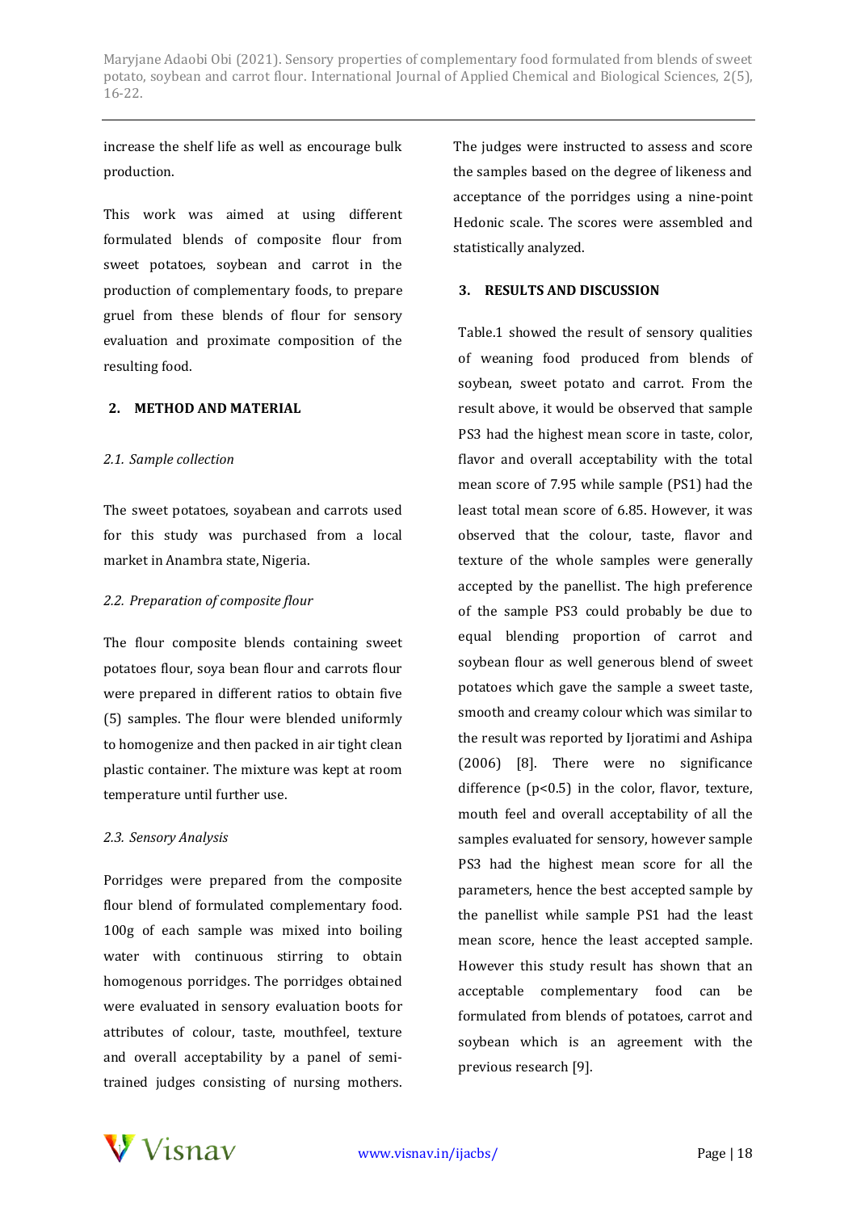increase the shelf life as well as encourage bulk production.

This work was aimed at using different formulated blends of composite flour from sweet potatoes, soybean and carrot in the production of complementary foods, to prepare gruel from these blends of flour for sensory evaluation and proximate composition of the resulting food.

## 2. METHOD AND MATERIAL

### *2.1. Sample collection*

The sweet potatoes, soyabean and carrots used for this study was purchased from a local market in Anambra state, Nigeria.

### *2.2. Preparation of composite flour*

The flour composite blends containing sweet potatoes flour, soya bean flour and carrots flour were prepared in different ratios to obtain five (5) samples. The flour were blended uniformly to homogenize and then packed in air tight clean plastic container. The mixture was kept at room temperature until further use.

### *2.3. Sensory Analysis*

Porridges were prepared from the composite flour blend of formulated complementary food. 100g of each sample was mixed into boiling water with continuous stirring to obtain homogenous porridges. The porridges obtained were evaluated in sensory evaluation boots for attributes of colour, taste, mouthfeel, texture and overall acceptability by a panel of semi-trained judges consisting of nursing mothers. The judges were instructed to assess and score the samples based on the degree of likeness and acceptance of the porridges using a nine-point Hedonic scale. The scores were assembled and statistically analyzed.

## 3. RESULTS AND DISCUSSION

Table.1 showed the result of sensory qualities of weaning food produced from blends of soybean, sweet potato and carrot. From the result above, it would be observed that sample PS3 had the highest mean score in taste, color, flavor and overall acceptability with the total mean score of 7.95 while sample (PS1) had the least total mean score of 6.85. However, it was observed that the colour, taste, flavor and texture of the whole samples were generally accepted by the panellist. The high preference of the sample PS3 could probably be due to equal blending proportion of carrot and soybean flour as well generous blend of sweet potatoes which gave the sample a sweet taste, smooth and creamy colour which was similar to the result was reported by Ijoratimi and Ashipa (2006) [8]. There were no significance difference ($p<0.5$) in the color, flavor, texture, mouth feel and overall acceptability of all the samples evaluated for sensory, however sample PS3 had the highest mean score for all the parameters, hence the best accepted sample by the panellist while sample PS1 had the least mean score, hence the least accepted sample. However this study result has shown that an acceptable complementary food can be formulated from blends of potatoes, carrot and soybean which is an agreement with the previous research [9].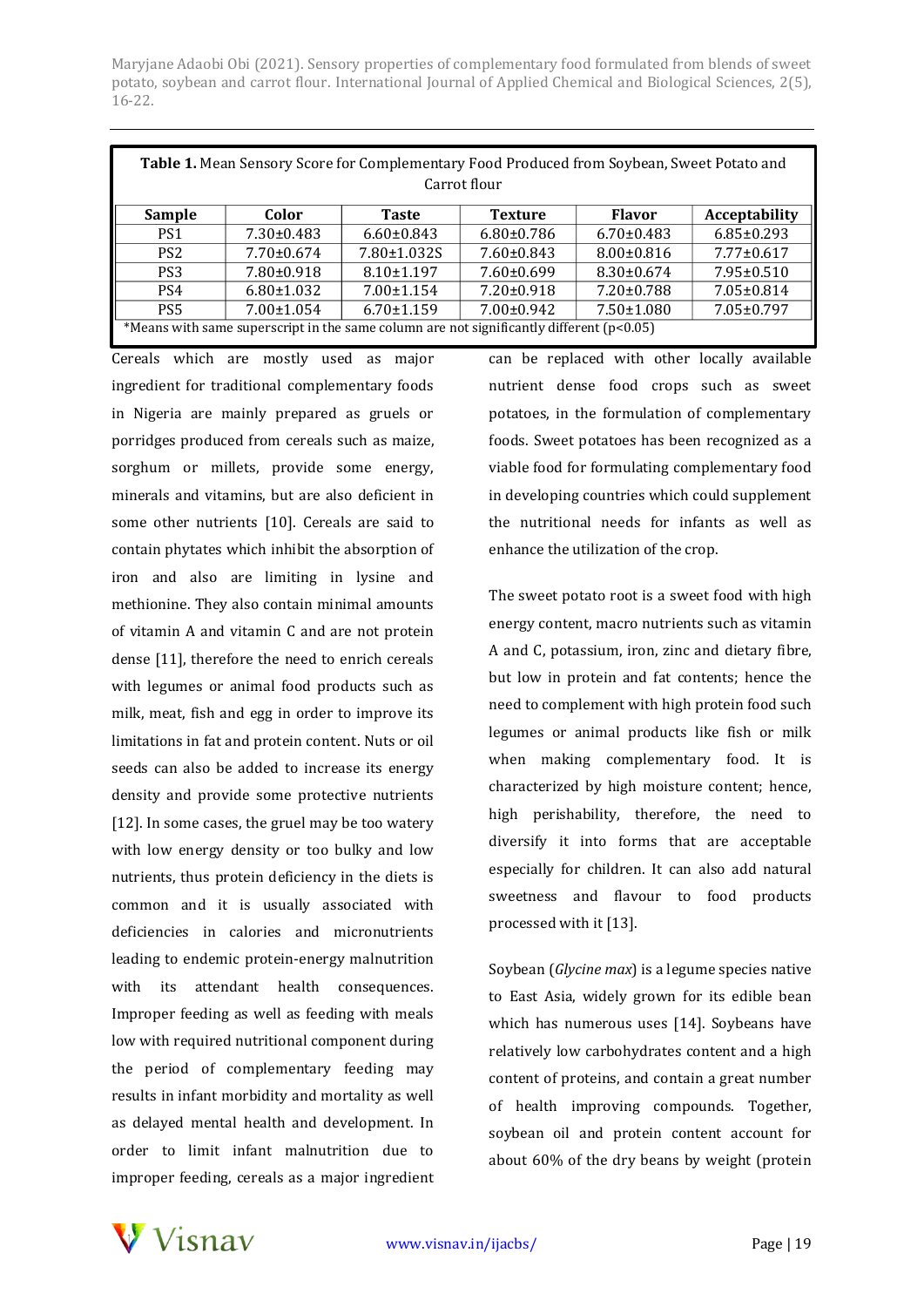**Table 1.** Mean Sensory Score for Complementary Food Produced from Soybean, Sweet Potato and Carrot flour

| Sample | Color | Taste | Texture | Flavor | Acceptability |
|---|---|---|---|---|---|
| PS1 | 7.30±0.483 | 6.60±0.843 | 6.80±0.786 | 6.70±0.483 | 6.85±0.293 |
| PS2 | 7.70±0.674 | 7.80±1.032S | 7.60±0.843 | 8.00±0.816 | 7.77±0.617 |
| PS3 | 7.80±0.918 | 8.10±1.197 | 7.60±0.699 | 8.30±0.674 | 7.95±0.510 |
| PS4 | 6.80±1.032 | 7.00±1.154 | 7.20±0.918 | 7.20±0.788 | 7.05±0.814 |
| PS5 | 7.00±1.054 | 6.70±1.159 | 7.00±0.942 | 7.50±1.080 | 7.05±0.797 |

*Means with same superscript in the same column are not significantly different ($p<0.05$)

Cereals which are mostly used as major ingredient for traditional complementary foods in Nigeria are mainly prepared as gruels or porridges produced from cereals such as maize, sorghum or millets, provide some energy, minerals and vitamins, but are also deficient in some other nutrients [10]. Cereals are said to contain phytates which inhibit the absorption of iron and also are limiting in lysine and methionine. They also contain minimal amounts of vitamin A and vitamin C and are not protein dense [11], therefore the need to enrich cereals with legumes or animal food products such as milk, meat, fish and egg in order to improve its limitations in fat and protein content. Nuts or oil seeds can also be added to increase its energy density and provide some protective nutrients [12]. In some cases, the gruel may be too watery with low energy density or too bulky and low nutrients, thus protein deficiency in the diets is common and it is usually associated with deficiencies in calories and micronutrients leading to endemic protein-energy malnutrition with its attendant health consequences. Improper feeding as well as feeding with meals low with required nutritional component during the period of complementary feeding may results in infant morbidity and mortality as well as delayed mental health and development. In order to limit infant malnutrition due to improper feeding, cereals as a major ingredient can be replaced with other locally available nutrient dense food crops such as sweet potatoes, in the formulation of complementary foods. Sweet potatoes has been recognized as a viable food for formulating complementary food in developing countries which could supplement the nutritional needs for infants as well as enhance the utilization of the crop.

The sweet potato root is a sweet food with high energy content, macro nutrients such as vitamin A and C, potassium, iron, zinc and dietary fibre, but low in protein and fat contents; hence the need to complement with high protein food such legumes or animal products like fish or milk when making complementary food. It is characterized by high moisture content; hence, high perishability, therefore, the need to diversify it into forms that are acceptable especially for children. It can also add natural sweetness and flavour to food products processed with it [13].

Soybean (*Glycine max*) is a legume species native to East Asia, widely grown for its edible bean which has numerous uses [14]. Soybeans have relatively low carbohydrates content and a high content of proteins, and contain a great number of health improving compounds. Together, soybean oil and protein content account for about 60% of the dry beans by weight (protein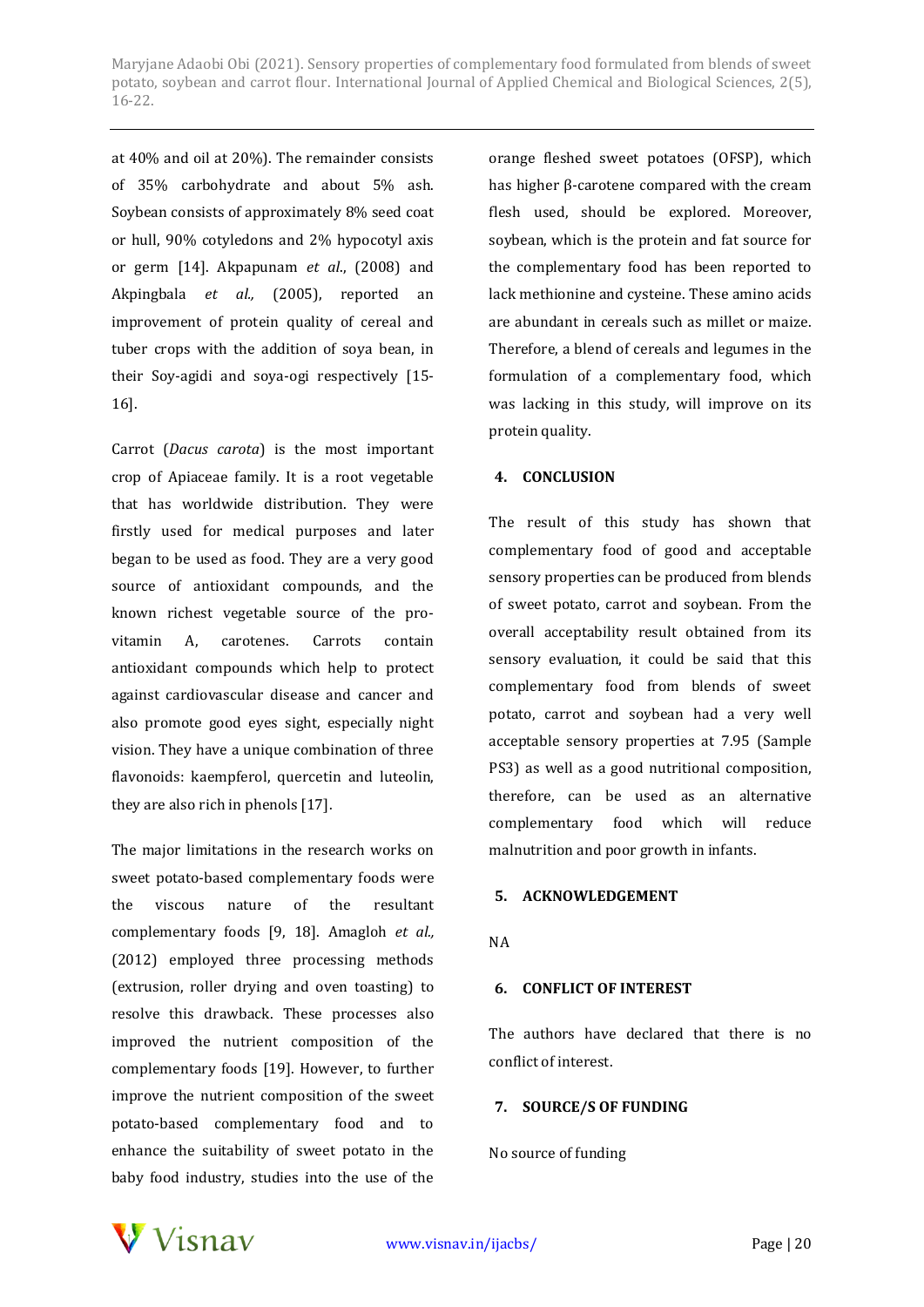at 40% and oil at 20%). The remainder consists of 35% carbohydrate and about 5% ash. Soybean consists of approximately 8% seed coat or hull, 90% cotyledons and 2% hypocotyl axis or germ [14]. Akpapunam *et al*., (2008) and Akpingbala *et al.,* (2005), reported an improvement of protein quality of cereal and tuber crops with the addition of soya bean, in their Soy-agidi and soya-ogi respectively [15-16].

Carrot (*Dacus carota*) is the most important crop of Apiaceae family. It is a root vegetable that has worldwide distribution. They were firstly used for medical purposes and later began to be used as food. They are a very good source of antioxidant compounds, and the known richest vegetable source of the pro-vitamin A, carotenes. Carrots contain antioxidant compounds which help to protect against cardiovascular disease and cancer and also promote good eyes sight, especially night vision. They have a unique combination of three flavonoids: kaempferol, quercetin and luteolin, they are also rich in phenols [17].

The major limitations in the research works on sweet potato-based complementary foods were the viscous nature of the resultant complementary foods [9, 18]. Amagloh *et al.,* (2012) employed three processing methods (extrusion, roller drying and oven toasting) to resolve this drawback. These processes also improved the nutrient composition of the complementary foods [19]. However, to further improve the nutrient composition of the sweet potato-based complementary food and to enhance the suitability of sweet potato in the baby food industry, studies into the use of the orange fleshed sweet potatoes (OFSP), which has higher β-carotene compared with the cream flesh used, should be explored. Moreover, soybean, which is the protein and fat source for the complementary food has been reported to lack methionine and cysteine. These amino acids are abundant in cereals such as millet or maize. Therefore, a blend of cereals and legumes in the formulation of a complementary food, which was lacking in this study, will improve on its protein quality.

## 4. CONCLUSION

The result of this study has shown that complementary food of good and acceptable sensory properties can be produced from blends of sweet potato, carrot and soybean. From the overall acceptability result obtained from its sensory evaluation, it could be said that this complementary food from blends of sweet potato, carrot and soybean had a very well acceptable sensory properties at 7.95 (Sample PS3) as well as a good nutritional composition, therefore, can be used as an alternative complementary food which will reduce malnutrition and poor growth in infants.

## 5. ACKNOWLEDGEMENT

NA

## 6. CONFLICT OF INTEREST

The authors have declared that there is no conflict of interest.

## 7. SOURCE/S OF FUNDING

No source of funding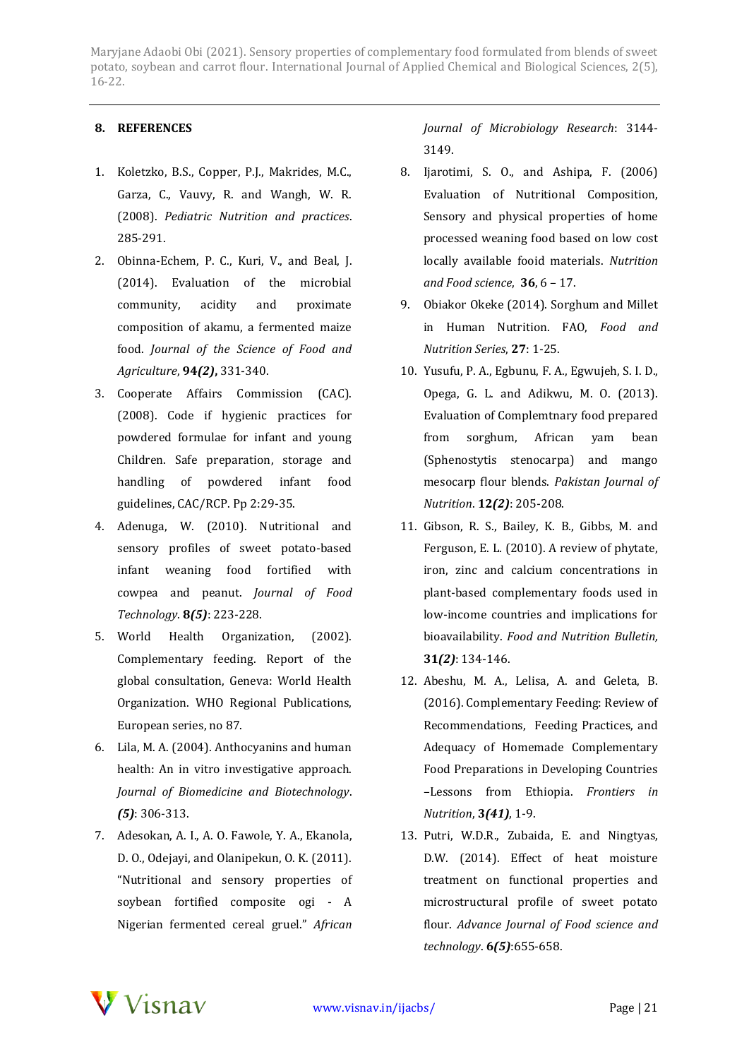## 8. REFERENCES

1. Koletzko, B.S., Copper, P.J., Makrides, M.C., Garza, C., Vauvy, R. and Wangh, W. R. (2008). *Pediatric Nutrition and practices*. 285-291.
2. Obinna-Echem, P. C., Kuri, V., and Beal, J. (2014). Evaluation of the microbial community, acidity and proximate composition of akamu, a fermented maize food. *Journal of the Science of Food and Agriculture*, **94*(2)*,** 331-340.
3. Cooperate Affairs Commission (CAC). (2008). Code if hygienic practices for powdered formulae for infant and young Children. Safe preparation, storage and handling of powdered infant food guidelines, CAC/RCP. Pp 2:29-35.
4. Adenuga, W. (2010). Nutritional and sensory profiles of sweet potato-based infant weaning food fortified with cowpea and peanut. *Journal of Food Technology*. **8*(5)***: 223-228.
5. World Health Organization, (2002). Complementary feeding. Report of the global consultation, Geneva: World Health Organization. WHO Regional Publications, European series, no 87.
6. Lila, M. A. (2004). Anthocyanins and human health: An in vitro investigative approach. *Journal of Biomedicine and Biotechnology*. ***(5)***: 306-313.
7. Adesokan, A. I., A. O. Fawole, Y. A., Ekanola, D. O., Odejayi, and Olanipekun, O. K. (2011). "Nutritional and sensory properties of soybean fortified composite ogi - A Nigerian fermented cereal gruel." *African Journal of Microbiology Research*: 3144-3149.
8. Ijarotimi, S. O., and Ashipa, F. (2006) Evaluation of Nutritional Composition, Sensory and physical properties of home processed weaning food based on low cost locally available fooid materials. *Nutrition and Food science*, **36**, 6 – 17.
9. Obiakor Okeke (2014). Sorghum and Millet in Human Nutrition. FAO, *Food and Nutrition Series*, **27**: 1-25.
10. Yusufu, P. A., Egbunu, F. A., Egwujeh, S. I. D., Opega, G. L. and Adikwu, M. O. (2013). Evaluation of Complemtnary food prepared from sorghum, African yam bean (Sphenostytis stenocarpa) and mango mesocarp flour blends. *Pakistan Journal of Nutrition*. **12*(2)***: 205-208.
11. Gibson, R. S., Bailey, K. B., Gibbs, M. and Ferguson, E. L. (2010). A review of phytate, iron, zinc and calcium concentrations in plant-based complementary foods used in low-income countries and implications for bioavailability. *Food and Nutrition Bulletin,* **31*(2)***: 134-146.
12. Abeshu, M. A., Lelisa, A. and Geleta, B. (2016). Complementary Feeding: Review of Recommendations, Feeding Practices, and Adequacy of Homemade Complementary Food Preparations in Developing Countries –Lessons from Ethiopia. *Frontiers in Nutrition*, **3*(41)***, 1-9.
13. Putri, W.D.R., Zubaida, E. and Ningtyas, D.W. (2014). Effect of heat moisture treatment on functional properties and microstructural profile of sweet potato flour. *Advance Journal of Food science and technology*. **6*(5)***:655-658.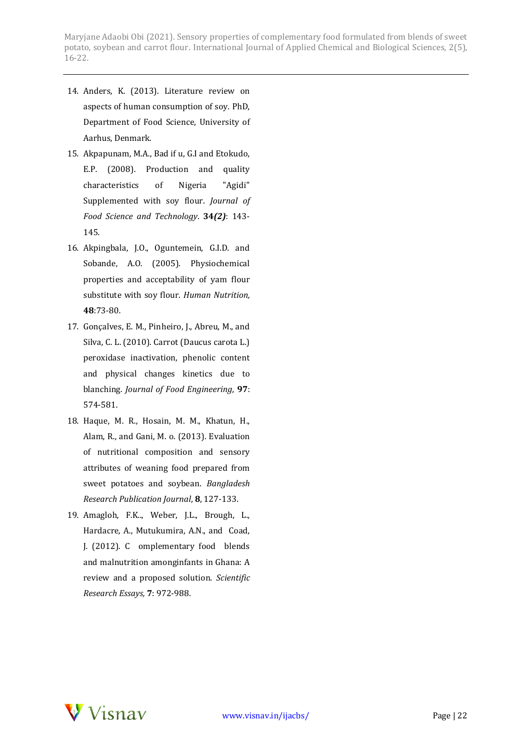14. Anders, K. (2013). Literature review on aspects of human consumption of soy. PhD, Department of Food Science, University of Aarhus, Denmark.
15. Akpapunam, M.A., Bad if u, G.I and Etokudo, E.P. (2008). Production and quality characteristics of Nigeria "Agidi" Supplemented with soy flour. *Journal of Food Science and Technology*. **34*(2)***: 143-145.
16. Akpingbala, J.O., Oguntemein, G.I.D. and Sobande, A.O. (2005). Physiochemical properties and acceptability of yam flour substitute with soy flour. *Human Nutrition,* **48**:73-80.
17. Gonçalves, E. M., Pinheiro, J., Abreu, M., and Silva, C. L. (2010). Carrot (Daucus carota L.) peroxidase inactivation, phenolic content and physical changes kinetics due to blanching. *Journal of Food Engineering*, **97**: 574-581.
18. Haque, M. R., Hosain, M. M., Khatun, H., Alam, R., and Gani, M. o. (2013). Evaluation of nutritional composition and sensory attributes of weaning food prepared from sweet potatoes and soybean. *Bangladesh Research Publication Journal*, **8**, 127-133.
19. Amagloh, F.K.., Weber, J.L., Brough, L., Hardacre, A., Mutukumira, A.N., and Coad, J. (2012). C omplementary food blends and malnutrition amonginfants in Ghana: A review and a proposed solution. *Scientific Research Essays,* **7**: 972-988.